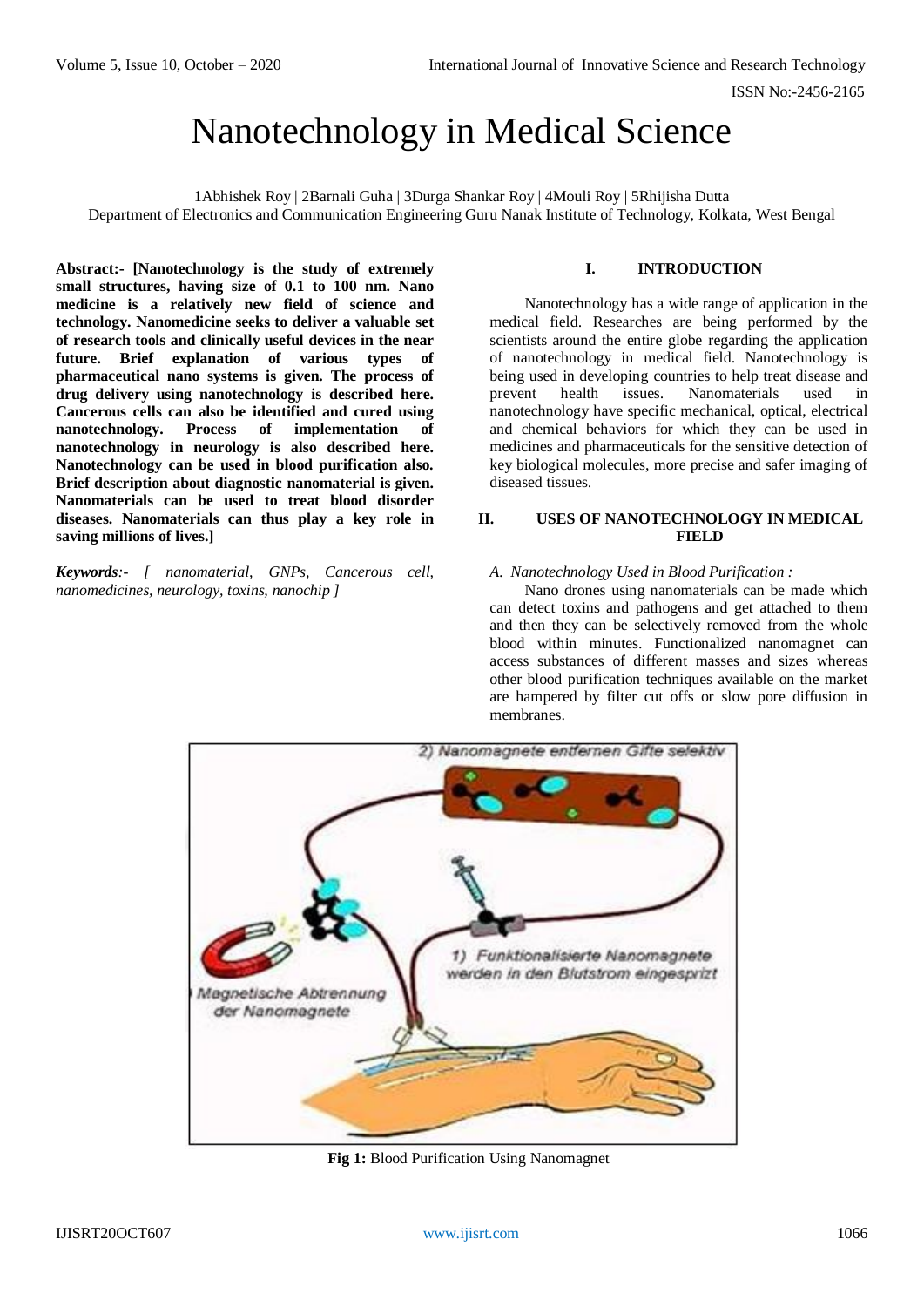# Nanotechnology in Medical Science

1Abhishek Roy | 2Barnali Guha | 3Durga Shankar Roy | 4Mouli Roy | 5Rhijisha Dutta
Department of Electronics and Communication Engineering Guru Nanak Institute of Technology, Kolkata, West Bengal

**Abstract:- [Nanotechnology is the study of extremely small structures, having size of 0.1 to 100 nm. Nano medicine is a relatively new field of science and technology. Nanomedicine seeks to deliver a valuable set of research tools and clinically useful devices in the near future. Brief explanation of various types of pharmaceutical nano systems is given. The process of drug delivery using nanotechnology is described here. Cancerous cells can also be identified and cured using nanotechnology. Process of implementation of nanotechnology in neurology is also described here. Nanotechnology can be used in blood purification also. Brief description about diagnostic nanomaterial is given. Nanomaterials can be used to treat blood disorder diseases. Nanomaterials can thus play a key role in saving millions of lives.]**

***Keywords**:- [ nanomaterial, GNPs, Cancerous cell, nanomedicines, neurology, toxins, nanochip ]*

## I. INTRODUCTION

Nanotechnology has a wide range of application in the medical field. Researches are being performed by the scientists around the entire globe regarding the application of nanotechnology in medical field. Nanotechnology is being used in developing countries to help treat disease and prevent health issues. Nanomaterials used in nanotechnology have specific mechanical, optical, electrical and chemical behaviors for which they can be used in medicines and pharmaceuticals for the sensitive detection of key biological molecules, more precise and safer imaging of diseased tissues.

## II. USES OF NANOTECHNOLOGY IN MEDICAL FIELD

### *A. Nanotechnology Used in Blood Purification :*

Nano drones using nanomaterials can be made which can detect toxins and pathogens and get attached to them and then they can be selectively removed from the whole blood within minutes. Functionalized nanomagnet can access substances of different masses and sizes whereas other blood purification techniques available on the market are hampered by filter cut offs or slow pore diffusion in membranes.

**Fig 1:** Blood Purification Using Nanomagnet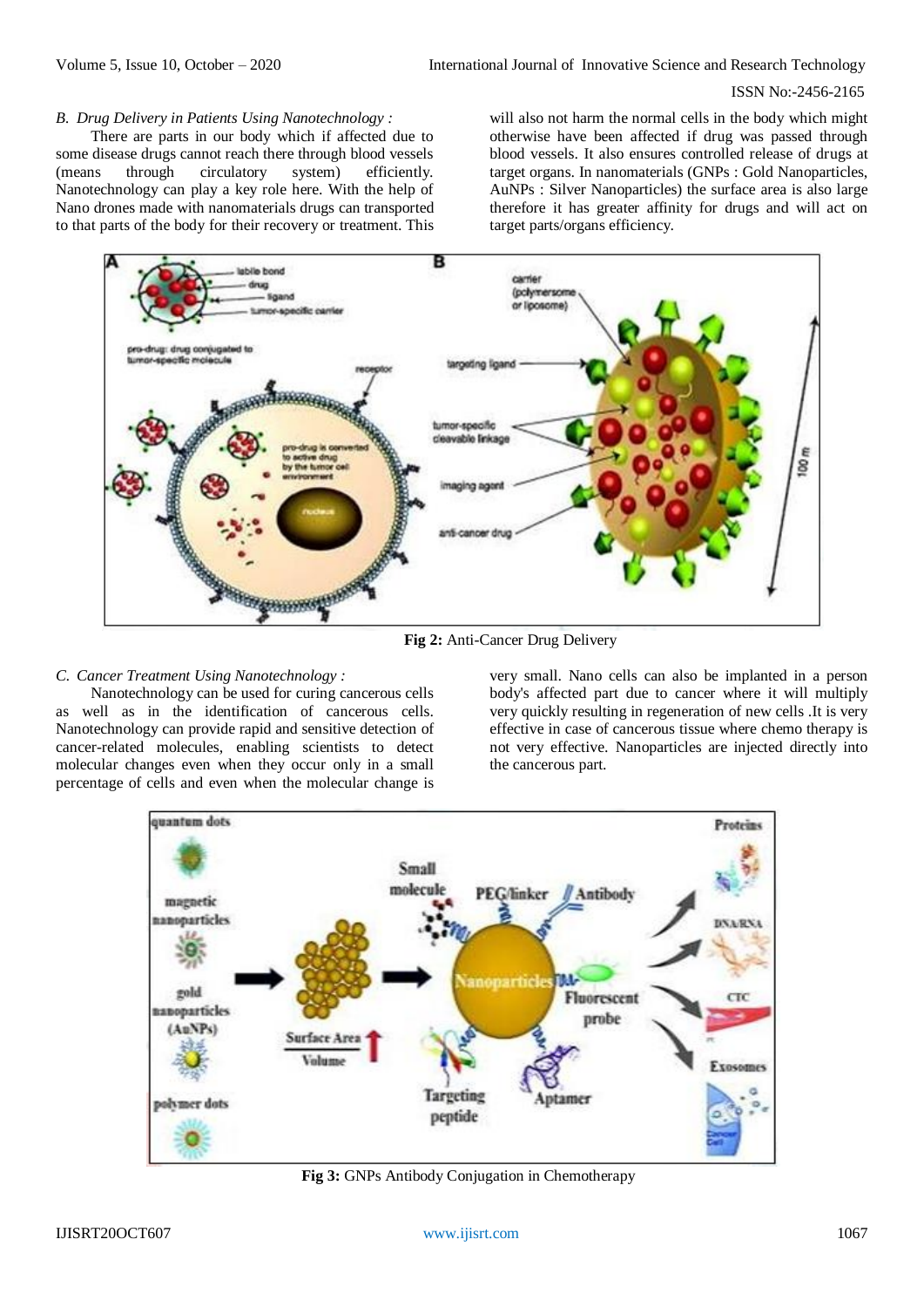*B. Drug Delivery in Patients Using Nanotechnology :*

There are parts in our body which if affected due to some disease drugs cannot reach there through blood vessels (means through circulatory system) efficiently. Nanotechnology can play a key role here. With the help of Nano drones made with nanomaterials drugs can transported to that parts of the body for their recovery or treatment. This will also not harm the normal cells in the body which might otherwise have been affected if drug was passed through blood vessels. It also ensures controlled release of drugs at target organs. In nanomaterials (GNPs : Gold Nanoparticles, AuNPs : Silver Nanoparticles) the surface area is also large therefore it has greater affinity for drugs and will act on target parts/organs efficiency.

**Fig 2:** Anti-Cancer Drug Delivery

*C. Cancer Treatment Using Nanotechnology :*

Nanotechnology can be used for curing cancerous cells as well as in the identification of cancerous cells. Nanotechnology can provide rapid and sensitive detection of cancer-related molecules, enabling scientists to detect molecular changes even when they occur only in a small percentage of cells and even when the molecular change is very small. Nano cells can also be implanted in a person body's affected part due to cancer where it will multiply very quickly resulting in regeneration of new cells .It is very effective in case of cancerous tissue where chemo therapy is not very effective. Nanoparticles are injected directly into the cancerous part.

**Fig 3:** GNPs Antibody Conjugation in Chemotherapy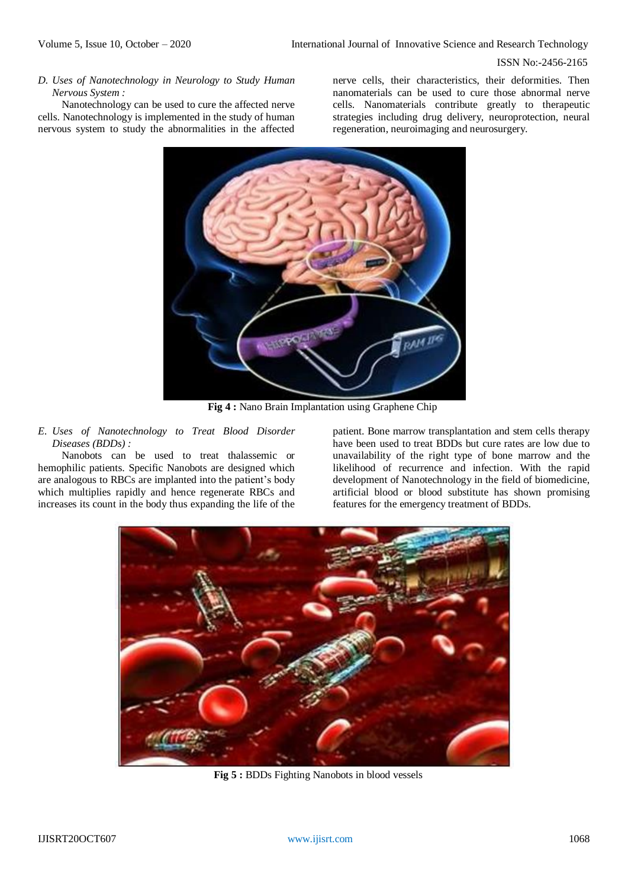*D. Uses of Nanotechnology in Neurology to Study Human Nervous System :*

Nanotechnology can be used to cure the affected nerve cells. Nanotechnology is implemented in the study of human nervous system to study the abnormalities in the affected nerve cells, their characteristics, their deformities. Then nanomaterials can be used to cure those abnormal nerve cells. Nanomaterials contribute greatly to therapeutic strategies including drug delivery, neuroprotection, neural regeneration, neuroimaging and neurosurgery.

**Fig 4 :** Nano Brain Implantation using Graphene Chip

*E. Uses of Nanotechnology to Treat Blood Disorder Diseases (BDDs) :*

Nanobots can be used to treat thalassemic or hemophilic patients. Specific Nanobots are designed which are analogous to RBCs are implanted into the patient's body which multiplies rapidly and hence regenerate RBCs and increases its count in the body thus expanding the life of the patient. Bone marrow transplantation and stem cells therapy have been used to treat BDDs but cure rates are low due to unavailability of the right type of bone marrow and the likelihood of recurrence and infection. With the rapid development of Nanotechnology in the field of biomedicine, artificial blood or blood substitute has shown promising features for the emergency treatment of BDDs.

**Fig 5 :** BDDs Fighting Nanobots in blood vessels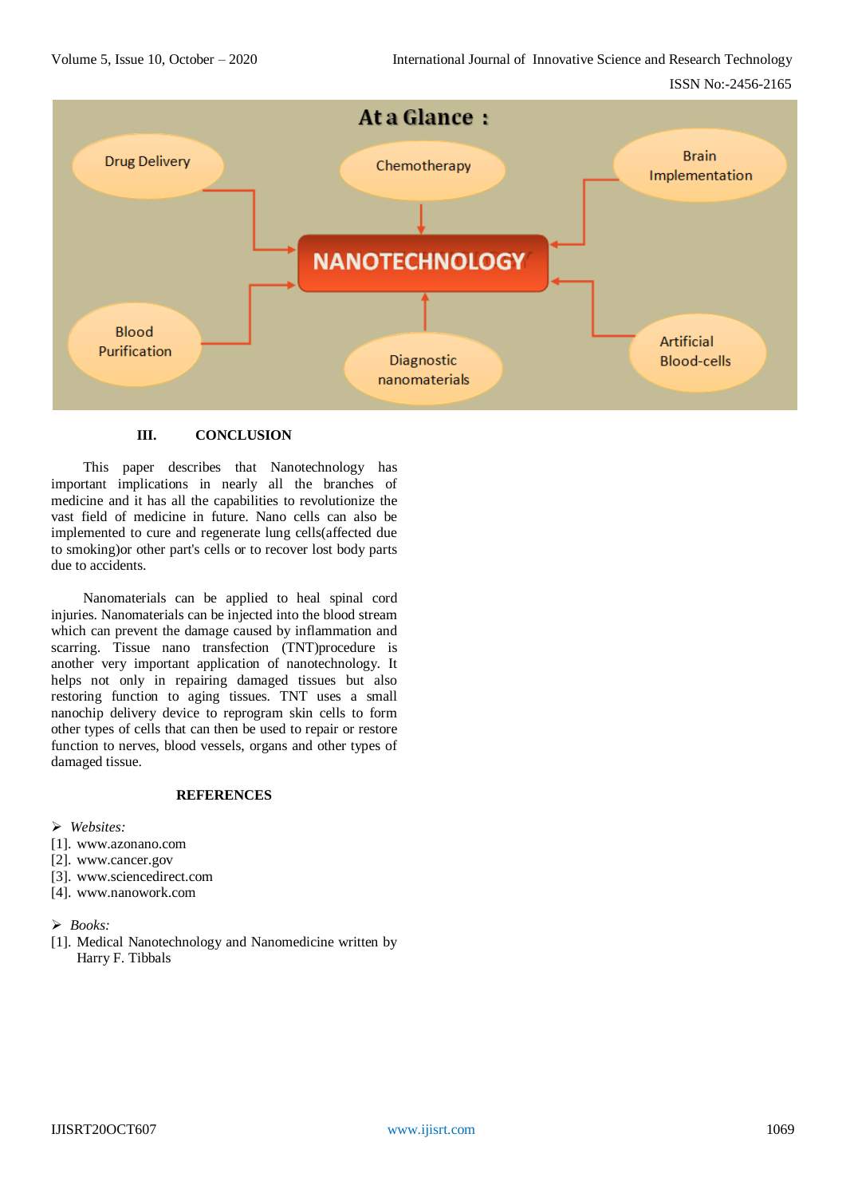At a Glance :

Drug Delivery

Chemotherapy

Brain Implementation

NANOTECHNOLOGY

Blood Purification

Diagnostic nanomaterials

Artificial Blood-cells

## III. CONCLUSION

This paper describes that Nanotechnology has important implications in nearly all the branches of medicine and it has all the capabilities to revolutionize the vast field of medicine in future. Nano cells can also be implemented to cure and regenerate lung cells(affected due to smoking)or other part's cells or to recover lost body parts due to accidents.

Nanomaterials can be applied to heal spinal cord injuries. Nanomaterials can be injected into the blood stream which can prevent the damage caused by inflammation and scarring. Tissue nano transfection (TNT)procedure is another very important application of nanotechnology. It helps not only in repairing damaged tissues but also restoring function to aging tissues. TNT uses a small nanochip delivery device to reprogram skin cells to form other types of cells that can then be used to repair or restore function to nerves, blood vessels, organs and other types of damaged tissue.

## REFERENCES

- *Websites:*

[1]. www.azonano.com
[2]. www.cancer.gov
[3]. www.sciencedirect.com
[4]. www.nanowork.com

- *Books:*

[1]. Medical Nanotechnology and Nanomedicine written by Harry F. Tibbals